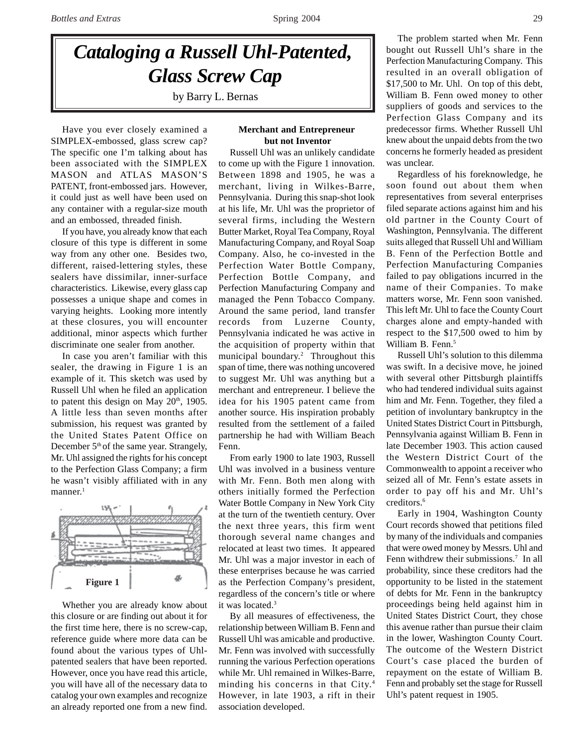# Cataloging a Russell Uhl-Patented, Glass Screw Cap

by Barry L. Bernas

Have you ever closely examined a SIMPLEX-embossed, glass screw cap? The specific one I'm talking about has been associated with the SIMPLEX MASON and ATLAS MASON'S PATENT, front-embossed jars. However, it could just as well have been used on any container with a regular-size mouth and an embossed, threaded finish.

If you have, you already know that each closure of this type is different in some way from any other one. Besides two, different, raised-lettering styles, these sealers have dissimilar, inner-surface characteristics. Likewise, every glass cap possesses a unique shape and comes in varying heights. Looking more intently at these closures, you will encounter additional, minor aspects which further discriminate one sealer from another.

In case you aren't familiar with this sealer, the drawing in Figure 1 is an example of it. This sketch was used by Russell Uhl when he filed an application to patent this design on May 20th, 1905. A little less than seven months after submission, his request was granted by the United States Patent Office on December 5th of the same year. Strangely, Mr. Uhl assigned the rights for his concept to the Perfection Glass Company; a firm he wasn't visibly affiliated with in any manner.[1]

Figure 1

Whether you are already know about this closure or are finding out about it for the first time here, there is no screw-cap, reference guide where more data can be found about the various types of Uhl-patented sealers that have been reported. However, once you have read this article, you will have all of the necessary data to catalog your own examples and recognize an already reported one from a new find.

**Merchant and Entrepreneur but not Inventor**

Russell Uhl was an unlikely candidate to come up with the Figure 1 innovation. Between 1898 and 1905, he was a merchant, living in Wilkes-Barre, Pennsylvania. During this snap-shot look at his life, Mr. Uhl was the proprietor of several firms, including the Western Butter Market, Royal Tea Company, Royal Manufacturing Company, and Royal Soap Company. Also, he co-invested in the Perfection Water Bottle Company, Perfection Bottle Company, and Perfection Manufacturing Company and managed the Penn Tobacco Company. Around the same period, land transfer records from Luzerne County, Pennsylvania indicated he was active in the acquisition of property within that municipal boundary.[2] Throughout this span of time, there was nothing uncovered to suggest Mr. Uhl was anything but a merchant and entrepreneur. I believe the idea for his 1905 patent came from another source. His inspiration probably resulted from the settlement of a failed partnership he had with William Beach Fenn.

From early 1900 to late 1903, Russell Uhl was involved in a business venture with Mr. Fenn. Both men along with others initially formed the Perfection Water Bottle Company in New York City at the turn of the twentieth century. Over the next three years, this firm went thorough several name changes and relocated at least two times. It appeared Mr. Uhl was a major investor in each of these enterprises because he was carried as the Perfection Company's president, regardless of the concern's title or where it was located.[3]

By all measures of effectiveness, the relationship between William B. Fenn and Russell Uhl was amicable and productive. Mr. Fenn was involved with successfully running the various Perfection operations while Mr. Uhl remained in Wilkes-Barre, minding his concerns in that City.[4] However, in late 1903, a rift in their association developed.

The problem started when Mr. Fenn bought out Russell Uhl's share in the Perfection Manufacturing Company. This resulted in an overall obligation of $17,500 to Mr. Uhl. On top of this debt, William B. Fenn owed money to other suppliers of goods and services to the Perfection Glass Company and its predecessor firms. Whether Russell Uhl knew about the unpaid debts from the two concerns he formerly headed as president was unclear.

Regardless of his foreknowledge, he soon found out about them when representatives from several enterprises filed separate actions against him and his old partner in the County Court of Washington, Pennsylvania. The different suits alleged that Russell Uhl and William B. Fenn of the Perfection Bottle and Perfection Manufacturing Companies failed to pay obligations incurred in the name of their Companies. To make matters worse, Mr. Fenn soon vanished. This left Mr. Uhl to face the County Court charges alone and empty-handed with respect to the $17,500 owed to him by William B. Fenn.[5]

Russell Uhl's solution to this dilemma was swift. In a decisive move, he joined with several other Pittsburgh plaintiffs who had tendered individual suits against him and Mr. Fenn. Together, they filed a petition of involuntary bankruptcy in the United States District Court in Pittsburgh, Pennsylvania against William B. Fenn in late December 1903. This action caused the Western District Court of the Commonwealth to appoint a receiver who seized all of Mr. Fenn's estate assets in order to pay off his and Mr. Uhl's creditors.[6]

Early in 1904, Washington County Court records showed that petitions filed by many of the individuals and companies that were owed money by Messrs. Uhl and Fenn withdrew their submissions.[7] In all probability, since these creditors had the opportunity to be listed in the statement of debts for Mr. Fenn in the bankruptcy proceedings being held against him in United States District Court, they chose this avenue rather than pursue their claim in the lower, Washington County Court. The outcome of the Western District Court's case placed the burden of repayment on the estate of William B. Fenn and probably set the stage for Russell Uhl's patent request in 1905.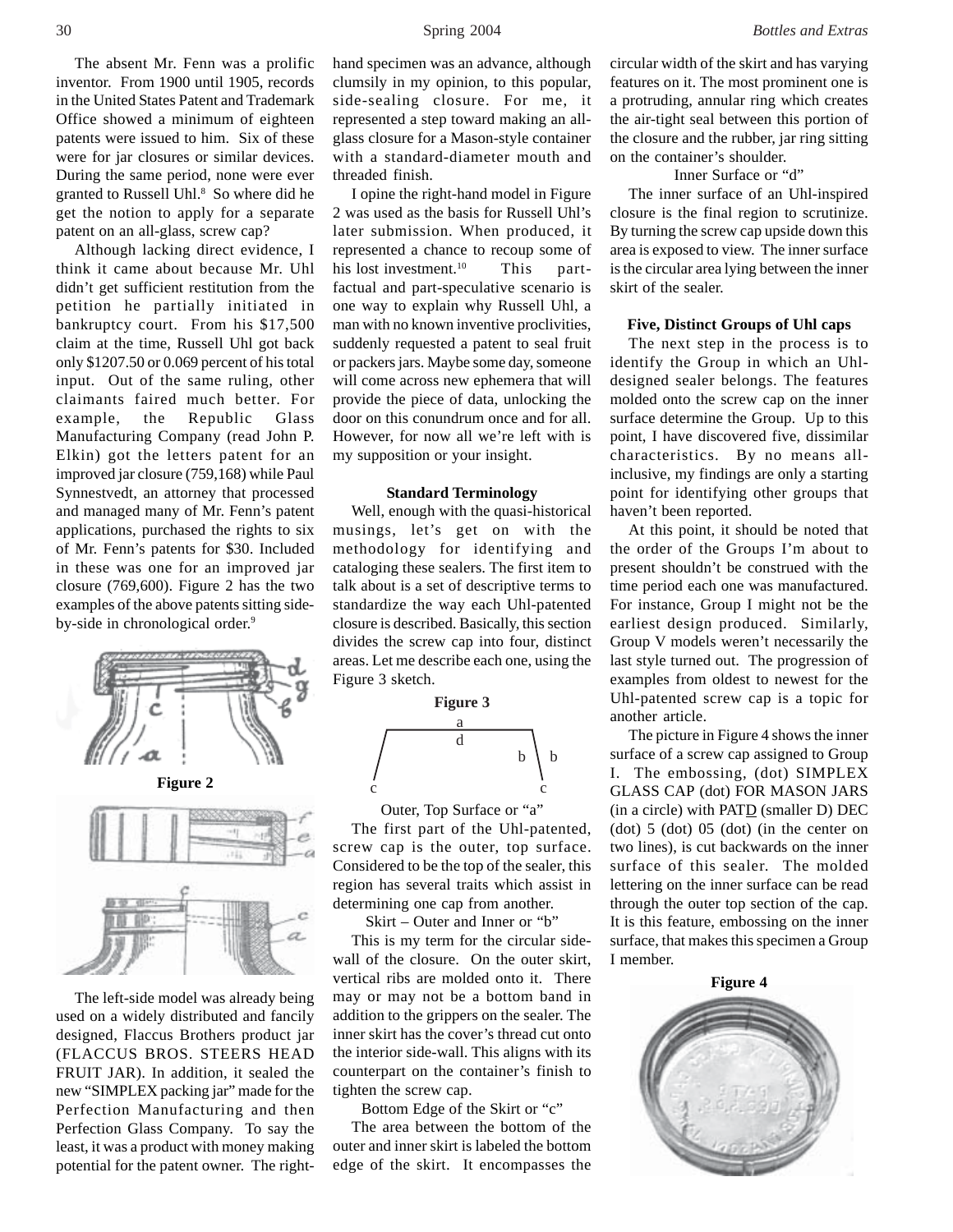The absent Mr. Fenn was a prolific inventor. From 1900 until 1905, records in the United States Patent and Trademark Office showed a minimum of eighteen patents were issued to him. Six of these were for jar closures or similar devices. During the same period, none were ever granted to Russell Uhl.[8] So where did he get the notion to apply for a separate patent on an all-glass, screw cap?

Although lacking direct evidence, I think it came about because Mr. Uhl didn't get sufficient restitution from the petition he partially initiated in bankruptcy court. From his $17,500 claim at the time, Russell Uhl got back only $1207.50 or 0.069 percent of his total input. Out of the same ruling, other claimants faired much better. For example, the Republic Glass Manufacturing Company (read John P. Elkin) got the letters patent for an improved jar closure (759,168) while Paul Synnestvedt, an attorney that processed and managed many of Mr. Fenn's patent applications, purchased the rights to six of Mr. Fenn's patents for $30. Included in these was one for an improved jar closure (769,600). Figure 2 has the two examples of the above patents sitting side-by-side in chronological order.[9]

Figure 2

The left-side model was already being used on a widely distributed and fancily designed, Flaccus Brothers product jar (FLACCUS BROS. STEERS HEAD FRUIT JAR). In addition, it sealed the new "SIMPLEX packing jar" made for the Perfection Manufacturing and then Perfection Glass Company. To say the least, it was a product with money making potential for the patent owner. The right-hand specimen was an advance, although clumsily in my opinion, to this popular, side-sealing closure. For me, it represented a step toward making an all-glass closure for a Mason-style container with a standard-diameter mouth and threaded finish.

I opine the right-hand model in Figure 2 was used as the basis for Russell Uhl's later submission. When produced, it represented a chance to recoup some of his lost investment.[10] This part-factual and part-speculative scenario is one way to explain why Russell Uhl, a man with no known inventive proclivities, suddenly requested a patent to seal fruit or packers jars. Maybe some day, someone will come across new ephemera that will provide the piece of data, unlocking the door on this conundrum once and for all. However, for now all we're left with is my supposition or your insight.

**Standard Terminology**

Well, enough with the quasi-historical musings, let's get on with the methodology for identifying and cataloging these sealers. The first item to talk about is a set of descriptive terms to standardize the way each Uhl-patented closure is described. Basically, this section divides the screw cap into four, distinct areas. Let me describe each one, using the Figure 3 sketch.

**Figure 3**

Outer, Top Surface or "a"

The first part of the Uhl-patented, screw cap is the outer, top surface. Considered to be the top of the sealer, this region has several traits which assist in determining one cap from another.

Skirt – Outer and Inner or "b"

This is my term for the circular side-wall of the closure. On the outer skirt, vertical ribs are molded onto it. There may or may not be a bottom band in addition to the grippers on the sealer. The inner skirt has the cover's thread cut onto the interior side-wall. This aligns with its counterpart on the container's finish to tighten the screw cap.

Bottom Edge of the Skirt or "c"

The area between the bottom of the outer and inner skirt is labeled the bottom edge of the skirt. It encompasses the circular width of the skirt and has varying features on it. The most prominent one is a protruding, annular ring which creates the air-tight seal between this portion of the closure and the rubber, jar ring sitting on the container's shoulder.

Inner Surface or "d"

The inner surface of an Uhl-inspired closure is the final region to scrutinize. By turning the screw cap upside down this area is exposed to view. The inner surface is the circular area lying between the inner skirt of the sealer.

**Five, Distinct Groups of Uhl caps**

The next step in the process is to identify the Group in which an Uhl-designed sealer belongs. The features molded onto the screw cap on the inner surface determine the Group. Up to this point, I have discovered five, dissimilar characteristics. By no means all-inclusive, my findings are only a starting point for identifying other groups that haven't been reported.

At this point, it should be noted that the order of the Groups I'm about to present shouldn't be construed with the time period each one was manufactured. For instance, Group I might not be the earliest design produced. Similarly, Group V models weren't necessarily the last style turned out. The progression of examples from oldest to newest for the Uhl-patented screw cap is a topic for another article.

The picture in Figure 4 shows the inner surface of a screw cap assigned to Group I. The embossing, (dot) SIMPLEX GLASS CAP (dot) FOR MASON JARS (in a circle) with PATD (smaller D) DEC (dot) 5 (dot) 05 (dot) (in the center on two lines), is cut backwards on the inner surface of this sealer. The molded lettering on the inner surface can be read through the outer top section of the cap. It is this feature, embossing on the inner surface, that makes this specimen a Group I member.

**Figure 4**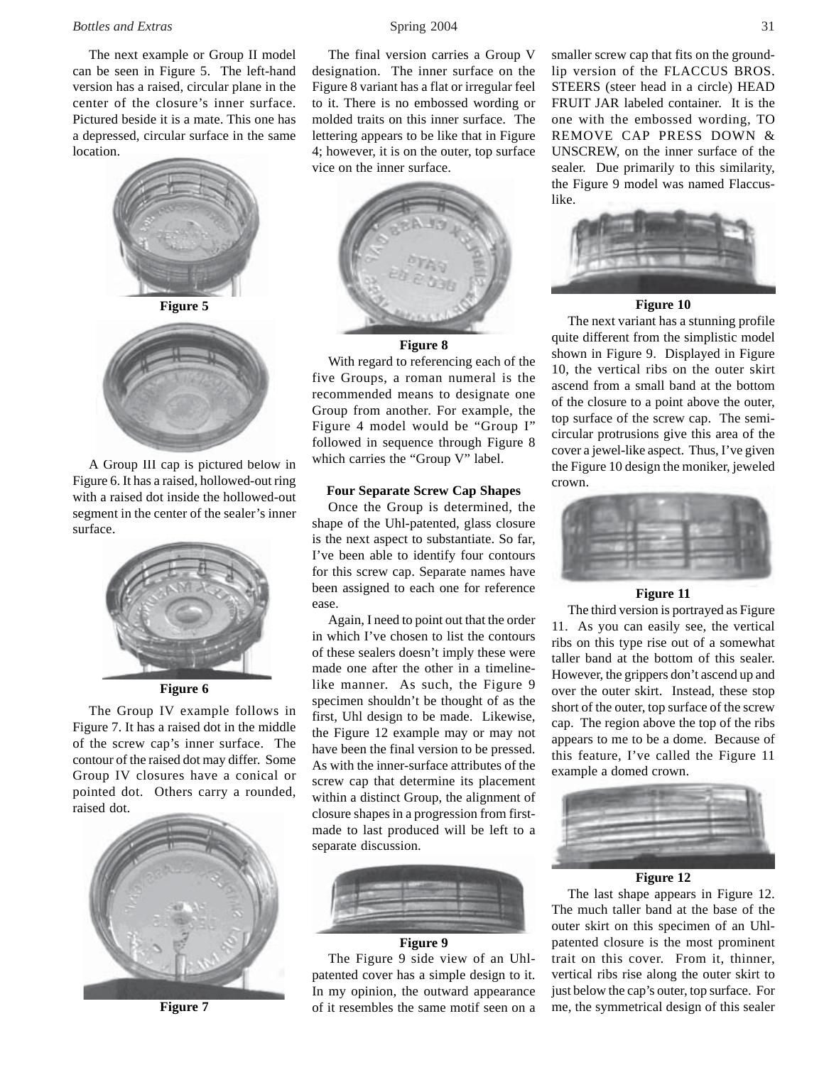The next example or Group II model can be seen in Figure 5. The left-hand version has a raised, circular plane in the center of the closure's inner surface. Pictured beside it is a mate. This one has a depressed, circular surface in the same location.

**Figure 5**

A Group III cap is pictured below in Figure 6. It has a raised, hollowed-out ring with a raised dot inside the hollowed-out segment in the center of the sealer's inner surface.

**Figure 6**

The Group IV example follows in Figure 7. It has a raised dot in the middle of the screw cap's inner surface. The contour of the raised dot may differ. Some Group IV closures have a conical or pointed dot. Others carry a rounded, raised dot.

**Figure 7**

The final version carries a Group V designation. The inner surface on the Figure 8 variant has a flat or irregular feel to it. There is no embossed wording or molded traits on this inner surface. The lettering appears to be like that in Figure 4; however, it is on the outer, top surface vice on the inner surface.

**Figure 8**

With regard to referencing each of the five Groups, a roman numeral is the recommended means to designate one Group from another. For example, the Figure 4 model would be "Group I" followed in sequence through Figure 8 which carries the "Group V" label.

### Four Separate Screw Cap Shapes

Once the Group is determined, the shape of the Uhl-patented, glass closure is the next aspect to substantiate. So far, I've been able to identify four contours for this screw cap. Separate names have been assigned to each one for reference ease.

Again, I need to point out that the order in which I've chosen to list the contours of these sealers doesn't imply these were made one after the other in a timeline-like manner. As such, the Figure 9 specimen shouldn't be thought of as the first, Uhl design to be made. Likewise, the Figure 12 example may or may not have been the final version to be pressed. As with the inner-surface attributes of the screw cap that determine its placement within a distinct Group, the alignment of closure shapes in a progression from first-made to last produced will be left to a separate discussion.

**Figure 9**

The Figure 9 side view of an Uhl-patented cover has a simple design to it. In my opinion, the outward appearance of it resembles the same motif seen on a smaller screw cap that fits on the ground-lip version of the FLACCUS BROS. STEERS (steer head in a circle) HEAD FRUIT JAR labeled container. It is the one with the embossed wording, TO REMOVE CAP PRESS DOWN & UNSCREW, on the inner surface of the sealer. Due primarily to this similarity, the Figure 9 model was named Flaccus-like.

**Figure 10**

The next variant has a stunning profile quite different from the simplistic model shown in Figure 9. Displayed in Figure 10, the vertical ribs on the outer skirt ascend from a small band at the bottom of the closure to a point above the outer, top surface of the screw cap. The semi-circular protrusions give this area of the cover a jewel-like aspect. Thus, I've given the Figure 10 design the moniker, jeweled crown.

**Figure 11**

The third version is portrayed as Figure 11. As you can easily see, the vertical ribs on this type rise out of a somewhat taller band at the bottom of this sealer. However, the grippers don't ascend up and over the outer skirt. Instead, these stop short of the outer, top surface of the screw cap. The region above the top of the ribs appears to me to be a dome. Because of this feature, I've called the Figure 11 example a domed crown.

**Figure 12**

The last shape appears in Figure 12. The much taller band at the base of the outer skirt on this specimen of an Uhl-patented closure is the most prominent trait on this cover. From it, thinner, vertical ribs rise along the outer skirt to just below the cap's outer, top surface. For me, the symmetrical design of this sealer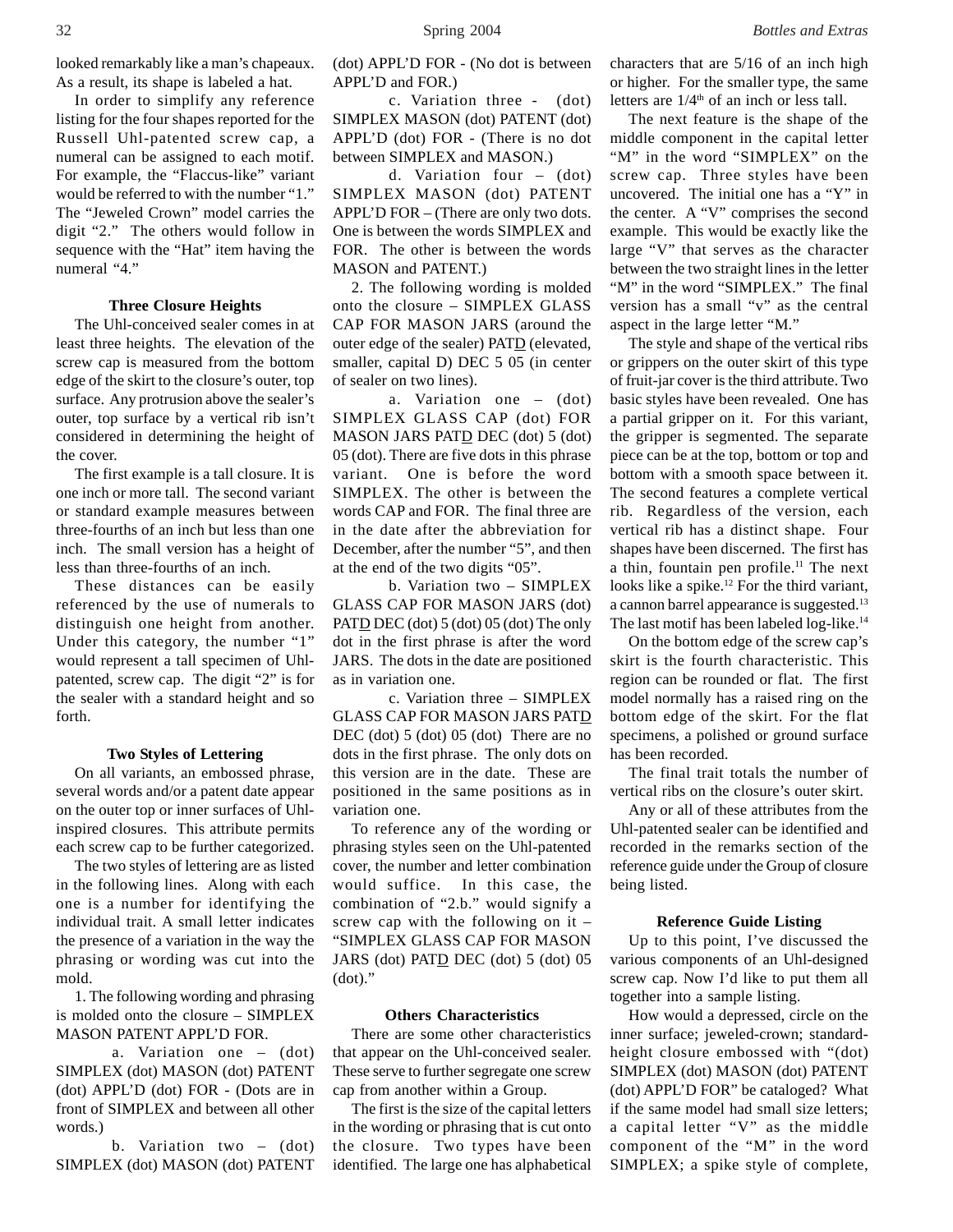looked remarkably like a man's chapeaux. As a result, its shape is labeled a hat.

In order to simplify any reference listing for the four shapes reported for the Russell Uhl-patented screw cap, a numeral can be assigned to each motif. For example, the "Flaccus-like" variant would be referred to with the number "1." The "Jeweled Crown" model carries the digit "2." The others would follow in sequence with the "Hat" item having the numeral "4."

### Three Closure Heights

The Uhl-conceived sealer comes in at least three heights. The elevation of the screw cap is measured from the bottom edge of the skirt to the closure's outer, top surface. Any protrusion above the sealer's outer, top surface by a vertical rib isn't considered in determining the height of the cover.

The first example is a tall closure. It is one inch or more tall. The second variant or standard example measures between three-fourths of an inch but less than one inch. The small version has a height of less than three-fourths of an inch.

These distances can be easily referenced by the use of numerals to distinguish one height from another. Under this category, the number "1" would represent a tall specimen of Uhl-patented, screw cap. The digit "2" is for the sealer with a standard height and so forth.

### Two Styles of Lettering

On all variants, an embossed phrase, several words and/or a patent date appear on the outer top or inner surfaces of Uhl-inspired closures. This attribute permits each screw cap to be further categorized.

The two styles of lettering are as listed in the following lines. Along with each one is a number for identifying the individual trait. A small letter indicates the presence of a variation in the way the phrasing or wording was cut into the mold.

1. The following wording and phrasing is molded onto the closure – SIMPLEX MASON PATENT APPL'D FOR.

a. Variation one – (dot) SIMPLEX (dot) MASON (dot) PATENT (dot) APPL'D (dot) FOR - (Dots are in front of SIMPLEX and between all other words.)

b. Variation two – (dot) SIMPLEX (dot) MASON (dot) PATENT (dot) APPL'D FOR - (No dot is between APPL'D and FOR.)

c. Variation three - (dot) SIMPLEX MASON (dot) PATENT (dot) APPL'D (dot) FOR - (There is no dot between SIMPLEX and MASON.)

d. Variation four – (dot) SIMPLEX MASON (dot) PATENT APPL'D FOR – (There are only two dots. One is between the words SIMPLEX and FOR. The other is between the words MASON and PATENT.)

2. The following wording is molded onto the closure – SIMPLEX GLASS CAP FOR MASON JARS (around the outer edge of the sealer) PAT<u>D</u> (elevated, smaller, capital D) DEC 5 05 (in center of sealer on two lines).

a. Variation one – (dot) SIMPLEX GLASS CAP (dot) FOR MASON JARS PAT<u>D</u> DEC (dot) 5 (dot) 05 (dot). There are five dots in this phrase variant. One is before the word SIMPLEX. The other is between the words CAP and FOR. The final three are in the date after the abbreviation for December, after the number "5", and then at the end of the two digits "05".

b. Variation two – SIMPLEX GLASS CAP FOR MASON JARS (dot) PAT<u>D</u> DEC (dot) 5 (dot) 05 (dot) The only dot in the first phrase is after the word JARS. The dots in the date are positioned as in variation one.

c. Variation three – SIMPLEX GLASS CAP FOR MASON JARS PAT<u>D</u> DEC (dot) 5 (dot) 05 (dot) There are no dots in the first phrase. The only dots on this version are in the date. These are positioned in the same positions as in variation one.

To reference any of the wording or phrasing styles seen on the Uhl-patented cover, the number and letter combination would suffice. In this case, the combination of "2.b." would signify a screw cap with the following on it – "SIMPLEX GLASS CAP FOR MASON JARS (dot) PAT<u>D</u> DEC (dot) 5 (dot) 05 (dot)."

### Others Characteristics

There are some other characteristics that appear on the Uhl-conceived sealer. These serve to further segregate one screw cap from another within a Group.

The first is the size of the capital letters in the wording or phrasing that is cut onto the closure. Two types have been identified. The large one has alphabetical characters that are 5/16 of an inch high or higher. For the smaller type, the same letters are 1/4th of an inch or less tall.

The next feature is the shape of the middle component in the capital letter "M" in the word "SIMPLEX" on the screw cap. Three styles have been uncovered. The initial one has a "Y" in the center. A "V" comprises the second example. This would be exactly like the large "V" that serves as the character between the two straight lines in the letter "M" in the word "SIMPLEX." The final version has a small "v" as the central aspect in the large letter "M."

The style and shape of the vertical ribs or grippers on the outer skirt of this type of fruit-jar cover is the third attribute. Two basic styles have been revealed. One has a partial gripper on it. For this variant, the gripper is segmented. The separate piece can be at the top, bottom or top and bottom with a smooth space between it. The second features a complete vertical rib. Regardless of the version, each vertical rib has a distinct shape. Four shapes have been discerned. The first has a thin, fountain pen profile.[11] The next looks like a spike.[12] For the third variant, a cannon barrel appearance is suggested.[13] The last motif has been labeled log-like.[14]

On the bottom edge of the screw cap's skirt is the fourth characteristic. This region can be rounded or flat. The first model normally has a raised ring on the bottom edge of the skirt. For the flat specimens, a polished or ground surface has been recorded.

The final trait totals the number of vertical ribs on the closure's outer skirt.

Any or all of these attributes from the Uhl-patented sealer can be identified and recorded in the remarks section of the reference guide under the Group of closure being listed.

### Reference Guide Listing

Up to this point, I've discussed the various components of an Uhl-designed screw cap. Now I'd like to put them all together into a sample listing.

How would a depressed, circle on the inner surface; jeweled-crown; standard-height closure embossed with "(dot) SIMPLEX (dot) MASON (dot) PATENT (dot) APPL'D FOR" be cataloged? What if the same model had small size letters; a capital letter "V" as the middle component of the "M" in the word SIMPLEX; a spike style of complete,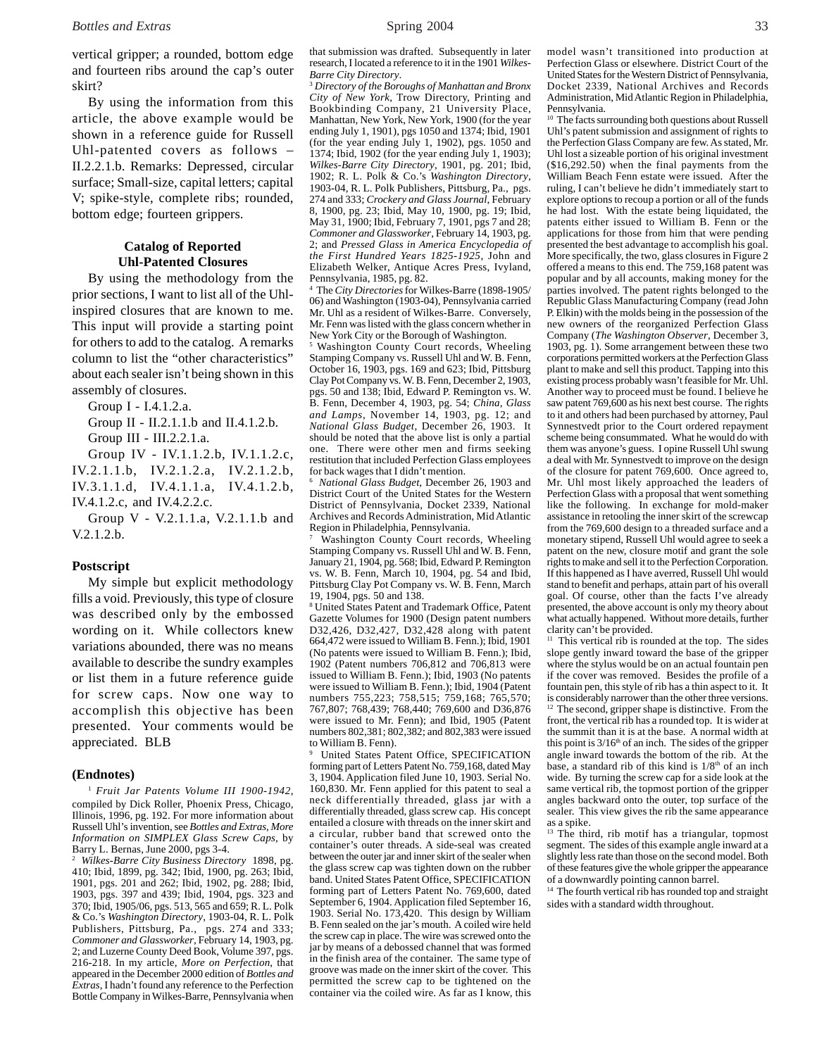vertical gripper; a rounded, bottom edge and fourteen ribs around the cap's outer skirt?

By using the information from this article, the above example would be shown in a reference guide for Russell Uhl-patented covers as follows – II.2.2.1.b. Remarks: Depressed, circular surface; Small-size, capital letters; capital V; spike-style, complete ribs; rounded, bottom edge; fourteen grippers.

### Catalog of Reported Uhl-Patented Closures

By using the methodology from the prior sections, I want to list all of the Uhl-inspired closures that are known to me. This input will provide a starting point for others to add to the catalog. A remarks column to list the "other characteristics" about each sealer isn't being shown in this assembly of closures.

Group I - I.4.1.2.a.

Group II - II.2.1.1.b and II.4.1.2.b.

Group III - III.2.2.1.a.

Group IV - IV.1.1.2.b, IV.1.1.2.c, IV.2.1.1.b, IV.2.1.2.a, IV.2.1.2.b, IV.3.1.1.d, IV.4.1.1.a, IV.4.1.2.b, IV.4.1.2.c, and IV.4.2.2.c.

Group V - V.2.1.1.a, V.2.1.1.b and V.2.1.2.b.

### Postscript

My simple but explicit methodology fills a void. Previously, this type of closure was described only by the embossed wording on it. While collectors knew variations abounded, there was no means available to describe the sundry examples or list them in a future reference guide for screw caps. Now one way to accomplish this objective has been presented. Your comments would be appreciated. BLB

### (Endnotes)

[1] *Fruit Jar Patents Volume III 1900-1942*, compiled by Dick Roller, Phoenix Press, Chicago, Illinois, 1996, pg. 192. For more information about Russell Uhl's invention, see *Bottles and Extras, More Information on SIMPLEX Glass Screw Caps*, by Barry L. Bernas, June 2000, pgs 3-4.

[2] *Wilkes-Barre City Business Directory* 1898, pg. 410; Ibid, 1899, pg. 342; Ibid, 1900, pg. 263; Ibid, 1901, pgs. 201 and 262; Ibid, 1902, pg. 288; Ibid, 1903, pgs. 397 and 439; Ibid, 1904, pgs. 323 and 370; Ibid, 1905/06, pgs. 513, 565 and 659; R. L. Polk & Co.'s *Washington Directory*, 1903-04, R. L. Polk Publishers, Pittsburg, Pa., pgs. 274 and 333; *Commoner and Glassworker*, February 14, 1903, pg. 2; and Luzerne County Deed Book, Volume 397, pgs. 216-218. In my article, *More on Perfection*, that appeared in the December 2000 edition of *Bottles and Extras*, I hadn't found any reference to the Perfection Bottle Company in Wilkes-Barre, Pennsylvania when that submission was drafted. Subsequently in later research, I located a reference to it in the 1901 *Wilkes-Barre City Directory*.

[3] *Directory of the Boroughs of Manhattan and Bronx City of New York*, Trow Directory, Printing and Bookbinding Company, 21 University Place, Manhattan, New York, New York, 1900 (for the year ending July 1, 1901), pgs 1050 and 1374; Ibid, 1901 (for the year ending July 1, 1902), pgs. 1050 and 1374; Ibid, 1902 (for the year ending July 1, 1903); *Wilkes-Barre City Directory*, 1901, pg. 201; Ibid, 1902; R. L. Polk & Co.'s *Washington Directory*, 1903-04, R. L. Polk Publishers, Pittsburg, Pa., pgs. 274 and 333; *Crockery and Glass Journal*, February 8, 1900, pg. 23; Ibid, May 10, 1900, pg. 19; Ibid, May 31, 1900; Ibid, February 7, 1901, pgs 7 and 28; *Commoner and Glassworker*, February 14, 1903, pg. 2; and *Pressed Glass in America Encyclopedia of the First Hundred Years 1825-1925*, John and Elizabeth Welker, Antique Acres Press, Ivyland, Pennsylvania, 1985, pg. 82.

[4] The *City Directories* for Wilkes-Barre (1898-1905/06) and Washington (1903-04), Pennsylvania carried Mr. Uhl as a resident of Wilkes-Barre. Conversely, Mr. Fenn was listed with the glass concern whether in New York City or the Borough of Washington.

[5] Washington County Court records, Wheeling Stamping Company vs. Russell Uhl and W. B. Fenn, October 16, 1903, pgs. 169 and 623; Ibid, Pittsburg Clay Pot Company vs. W. B. Fenn, December 2, 1903, pgs. 50 and 138; Ibid, Edward P. Remington vs. W. B. Fenn, December 4, 1903, pg. 54; *China, Glass and Lamps*, November 14, 1903, pg. 12; and *National Glass Budget*, December 26, 1903. It should be noted that the above list is only a partial one. There were other men and firms seeking restitution that included Perfection Glass employees for back wages that I didn't mention.

[6] *National Glass Budget*, December 26, 1903 and District Court of the United States for the Western District of Pennsylvania, Docket 2339, National Archives and Records Administration, Mid Atlantic Region in Philadelphia, Pennsylvania.

[7] Washington County Court records, Wheeling Stamping Company vs. Russell Uhl and W. B. Fenn, January 21, 1904, pg. 568; Ibid, Edward P. Remington vs. W. B. Fenn, March 10, 1904, pg. 54 and Ibid, Pittsburg Clay Pot Company vs. W. B. Fenn, March 19, 1904, pgs. 50 and 138.

[8] United States Patent and Trademark Office, Patent Gazette Volumes for 1900 (Design patent numbers D32,426, D32,427, D32,428 along with patent 664,472 were issued to William B. Fenn.); Ibid, 1901 (No patents were issued to William B. Fenn.); Ibid, 1902 (Patent numbers 706,812 and 706,813 were issued to William B. Fenn.); Ibid, 1903 (No patents were issued to William B. Fenn.); Ibid, 1904 (Patent numbers 755,223; 758,515; 759,168; 765,570; 767,807; 768,439; 768,440; 769,600 and D36,876 were issued to Mr. Fenn); and Ibid, 1905 (Patent numbers 802,381; 802,382; and 802,383 were issued to William B. Fenn).

[9] United States Patent Office, SPECIFICATION forming part of Letters Patent No. 759,168, dated May 3, 1904. Application filed June 10, 1903. Serial No. 160,830. Mr. Fenn applied for this patent to seal a neck differentially threaded, glass jar with a differentially threaded, glass screw cap. His concept entailed a closure with threads on the inner skirt and a circular, rubber band that screwed onto the container's outer threads. A side-seal was created between the outer jar and inner skirt of the sealer when the glass screw cap was tighten down on the rubber band. United States Patent Office, SPECIFICATION forming part of Letters Patent No. 769,600, dated September 6, 1904. Application filed September 16, 1903. Serial No. 173,420. This design by William B. Fenn sealed on the jar's mouth. A coiled wire held the screw cap in place. The wire was screwed onto the jar by means of a debossed channel that was formed in the finish area of the container. The same type of groove was made on the inner skirt of the cover. This permitted the screw cap to be tightened on the container via the coiled wire. As far as I know, this model wasn't transitioned into production at Perfection Glass or elsewhere. District Court of the United States for the Western District of Pennsylvania, Docket 2339, National Archives and Records Administration, Mid Atlantic Region in Philadelphia, Pennsylvania.

[10] The facts surrounding both questions about Russell Uhl's patent submission and assignment of rights to the Perfection Glass Company are few. As stated, Mr. Uhl lost a sizeable portion of his original investment ($16,292.50) when the final payments from the William Beach Fenn estate were issued. After the ruling, I can't believe he didn't immediately start to explore options to recoup a portion or all of the funds he had lost. With the estate being liquidated, the patents either issued to William B. Fenn or the applications for those from him that were pending presented the best advantage to accomplish his goal. More specifically, the two, glass closures in Figure 2 offered a means to this end. The 759,168 patent was popular and by all accounts, making money for the parties involved. The patent rights belonged to the Republic Glass Manufacturing Company (read John P. Elkin) with the molds being in the possession of the new owners of the reorganized Perfection Glass Company (*The Washington Observer*, December 3, 1903, pg. 1). Some arrangement between these two corporations permitted workers at the Perfection Glass plant to make and sell this product. Tapping into this existing process probably wasn't feasible for Mr. Uhl. Another way to proceed must be found. I believe he saw patent 769,600 as his next best course. The rights to it and others had been purchased by attorney, Paul Synnestvedt prior to the Court ordered repayment scheme being consummated. What he would do with them was anyone's guess. I opine Russell Uhl swung a deal with Mr. Synnestvedt to improve on the design of the closure for patent 769,600. Once agreed to, Mr. Uhl most likely approached the leaders of Perfection Glass with a proposal that went something like the following. In exchange for mold-maker assistance in retooling the inner skirt of the screwcap from the 769,600 design to a threaded surface and a monetary stipend, Russell Uhl would agree to seek a patent on the new, closure motif and grant the sole rights to make and sell it to the Perfection Corporation. If this happened as I have averred, Russell Uhl would stand to benefit and perhaps, attain part of his overall goal. Of course, other than the facts I've already presented, the above account is only my theory about what actually happened. Without more details, further clarity can't be provided.

[11] This vertical rib is rounded at the top. The sides slope gently inward toward the base of the gripper where the stylus would be on an actual fountain pen if the cover was removed. Besides the profile of a fountain pen, this style of rib has a thin aspect to it. It is considerably narrower than the other three versions.

[12] The second, gripper shape is distinctive. From the front, the vertical rib has a rounded top. It is wider at the summit than it is at the base. A normal width at this point is 3/16th of an inch. The sides of the gripper angle inward towards the bottom of the rib. At the base, a standard rib of this kind is 1/8th of an inch wide. By turning the screw cap for a side look at the same vertical rib, the topmost portion of the gripper angles backward onto the outer, top surface of the sealer. This view gives the rib the same appearance as a spike.

[13] The third, rib motif has a triangular, topmost segment. The sides of this example angle inward at a slightly less rate than those on the second model. Both of these features give the whole gripper the appearance of a downwardly pointing cannon barrel.

[14] The fourth vertical rib has rounded top and straight sides with a standard width throughout.